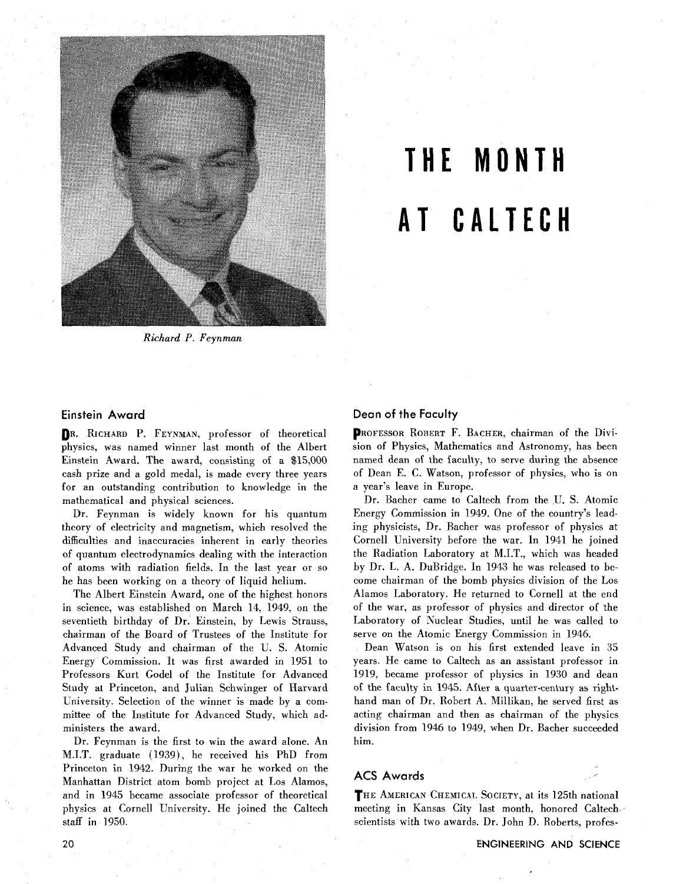Richard P. Feynman

# THE MONTH AT CALTECH

## Einstein Award

Dr. Richard P. Feynman, professor of theoretical physics, was named winner last month of the Albert Einstein Award. The award, consisting of a $15,000 cash prize and a gold medal, is made every three years for an outstanding contribution to knowledge in the mathematical and physical sciences.

Dr. Feynman is widely known for his quantum theory of electricity and magnetism, which resolved the difficulties and inaccuracies inherent in early theories of quantum electrodynamics dealing with the interaction of atoms with radiation fields. In the last year or so he has been working on a theory of liquid helium.

The Albert Einstein Award, one of the highest honors in science, was established on March 14, 1949, on the seventieth birthday of Dr. Einstein, by Lewis Strauss, chairman of the Board of Trustees of the Institute for Advanced Study and chairman of the U. S. Atomic Energy Commission. It was first awarded in 1951 to Professors Kurt Godel of the Institute for Advanced Study at Princeton, and Julian Schwinger of Harvard University. Selection of the winner is made by a committee of the Institute for Advanced Study, which administers the award.

Dr. Feynman is the first to win the award alone. An M.I.T. graduate (1939), he received his PhD from Princeton in 1942. During the war he worked on the Manhattan District atom bomb project at Los Alamos, and in 1945 became associate professor of theoretical physics at Cornell University. He joined the Caltech staff in 1950.

## Dean of the Faculty

Professor Robert F. Bacher, chairman of the Division of Physics, Mathematics and Astronomy, has been named dean of the faculty, to serve during the absence of Dean E. C. Watson, professor of physics, who is on a year's leave in Europe.

Dr. Bacher came to Caltech from the U. S. Atomic Energy Commission in 1949. One of the country's leading physicists, Dr. Bacher was professor of physics at Cornell University before the war. In 1941 he joined the Radiation Laboratory at M.I.T., which was headed by Dr. L. A. DuBridge. In 1943 he was released to become chairman of the bomb physics division of the Los Alamos Laboratory. He returned to Cornell at the end of the war, as professor of physics and director of the Laboratory of Nuclear Studies, until he was called to serve on the Atomic Energy Commission in 1946.

Dean Watson is on his first extended leave in 35 years. He came to Caltech as an assistant professor in 1919, became professor of physics in 1930 and dean of the faculty in 1945. After a quarter-century as right-hand man of Dr. Robert A. Millikan, he served first as acting chairman and then as chairman of the physics division from 1946 to 1949, when Dr. Bacher succeeded him.

## ACS Awards

The American Chemical Society, at its 125th national meeting in Kansas City last month, honored Caltech scientists with two awards. Dr. John D. Roberts, profes-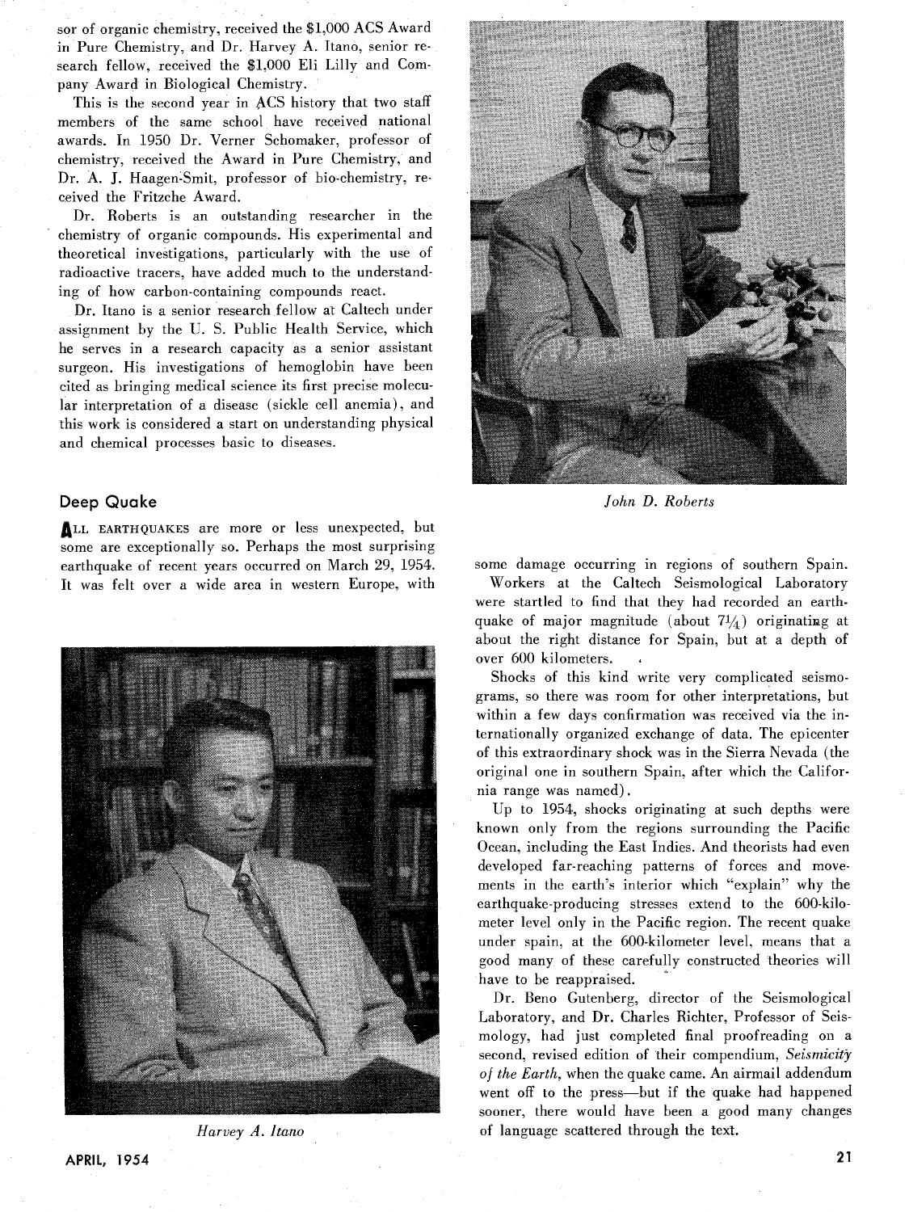sor of organic chemistry, received the $1,000 ACS Award in Pure Chemistry, and Dr. Harvey A. Itano, senior research fellow, received the $1,000 Eli Lilly and Company Award in Biological Chemistry.

This is the second year in ACS history that two staff members of the same school have received national awards. In 1950 Dr. Verner Schomaker, professor of chemistry, received the Award in Pure Chemistry, and Dr. A. J. Haagen-Smit, professor of bio-chemistry, received the Fritzche Award.

Dr. Roberts is an outstanding researcher in the chemistry of organic compounds. His experimental and theoretical investigations, particularly with the use of radioactive tracers, have added much to the understanding of how carbon-containing compounds react.

Dr. Itano is a senior research fellow at Caltech under assignment by the U. S. Public Health Service, which he serves in a research capacity as a senior assistant surgeon. His investigations of hemoglobin have been cited as bringing medical science its first precise molecular interpretation of a disease (sickle cell anemia), and this work is considered a start on understanding physical and chemical processes basic to diseases.

*John D. Roberts*

*Harvey A. Itano*

## Deep Quake

ALL EARTHQUAKES are more or less unexpected, but some are exceptionally so. Perhaps the most surprising earthquake of recent years occurred on March 29, 1954. It was felt over a wide area in western Europe, with some damage occurring in regions of southern Spain.

Workers at the Caltech Seismological Laboratory were startled to find that they had recorded an earthquake of major magnitude (about 7¼) originating at about the right distance for Spain, but at a depth of over 600 kilometers.

Shocks of this kind write very complicated seismograms, so there was room for other interpretations, but within a few days confirmation was received via the internationally organized exchange of data. The epicenter of this extraordinary shock was in the Sierra Nevada (the original one in southern Spain, after which the California range was named).

Up to 1954, shocks originating at such depths were known only from the regions surrounding the Pacific Ocean, including the East Indies. And theorists had even developed far-reaching patterns of forces and movements in the earth's interior which "explain" why the earthquake-producing stresses extend to the 600-kilometer level only in the Pacific region. The recent quake under spain, at the 600-kilometer level, means that a good many of these carefully constructed theories will have to be reappraised.

Dr. Beno Gutenberg, director of the Seismological Laboratory, and Dr. Charles Richter, Professor of Seismology, had just completed final proofreading on a second, revised edition of their compendium, *Seismicity of the Earth,* when the quake came. An airmail addendum went off to the press—but if the quake had happened sooner, there would have been a good many changes of language scattered through the text.